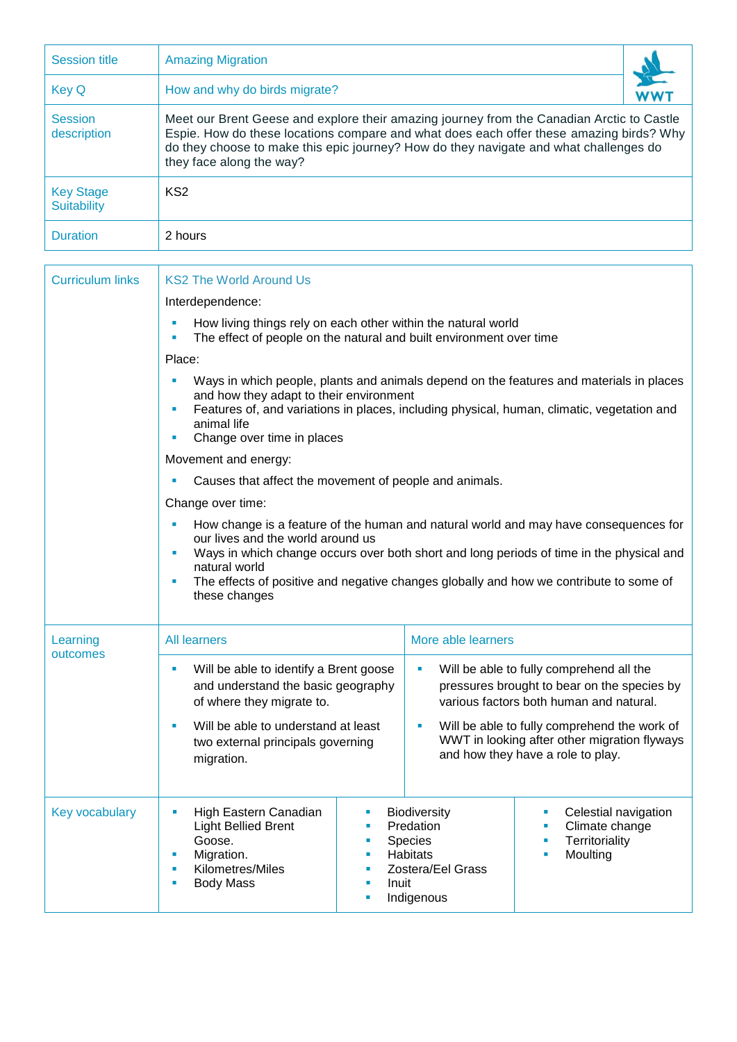| Session title | Amazing Migration |
|---|---|
| Key Q | How and why do birds migrate? |
| Session description | Meet our Brent Geese and explore their amazing journey from the Canadian Arctic to Castle Espie. How do these locations compare and what does each offer these amazing birds? Why do they choose to make this epic journey? How do they navigate and what challenges do they face along the way? |
| Key Stage Suitability | KS2 |
| Duration | 2 hours |

**Curriculum links**

**KS2 The World Around Us**

Interdependence:

- How living things rely on each other within the natural world
- The effect of people on the natural and built environment over time

Place:

- Ways in which people, plants and animals depend on the features and materials in places and how they adapt to their environment
- Features of, and variations in places, including physical, human, climatic, vegetation and animal life
- Change over time in places

Movement and energy:

- Causes that affect the movement of people and animals.

Change over time:

- How change is a feature of the human and natural world and may have consequences for our lives and the world around us
- Ways in which change occurs over both short and long periods of time in the physical and natural world
- The effects of positive and negative changes globally and how we contribute to some of these changes

**Learning outcomes**

| All learners | More able learners |
|---|---|
| Will be able to identify a Brent goose and understand the basic geography of where they migrate to. | Will be able to fully comprehend all the pressures brought to bear on the species by various factors both human and natural. |
| Will be able to understand at least two external principals governing migration. | Will be able to fully comprehend the work of WWT in looking after other migration flyways and how they have a role to play. |

**Key vocabulary**

- High Eastern Canadian Light Bellied Brent Goose.
- Migration.
- Kilometres/Miles
- Body Mass
- Biodiversity
- Predation
- Species
- Habitats
- Zostera/Eel Grass
- Inuit
- Indigenous
- Celestial navigation
- Climate change
- Territoriality
- Moulting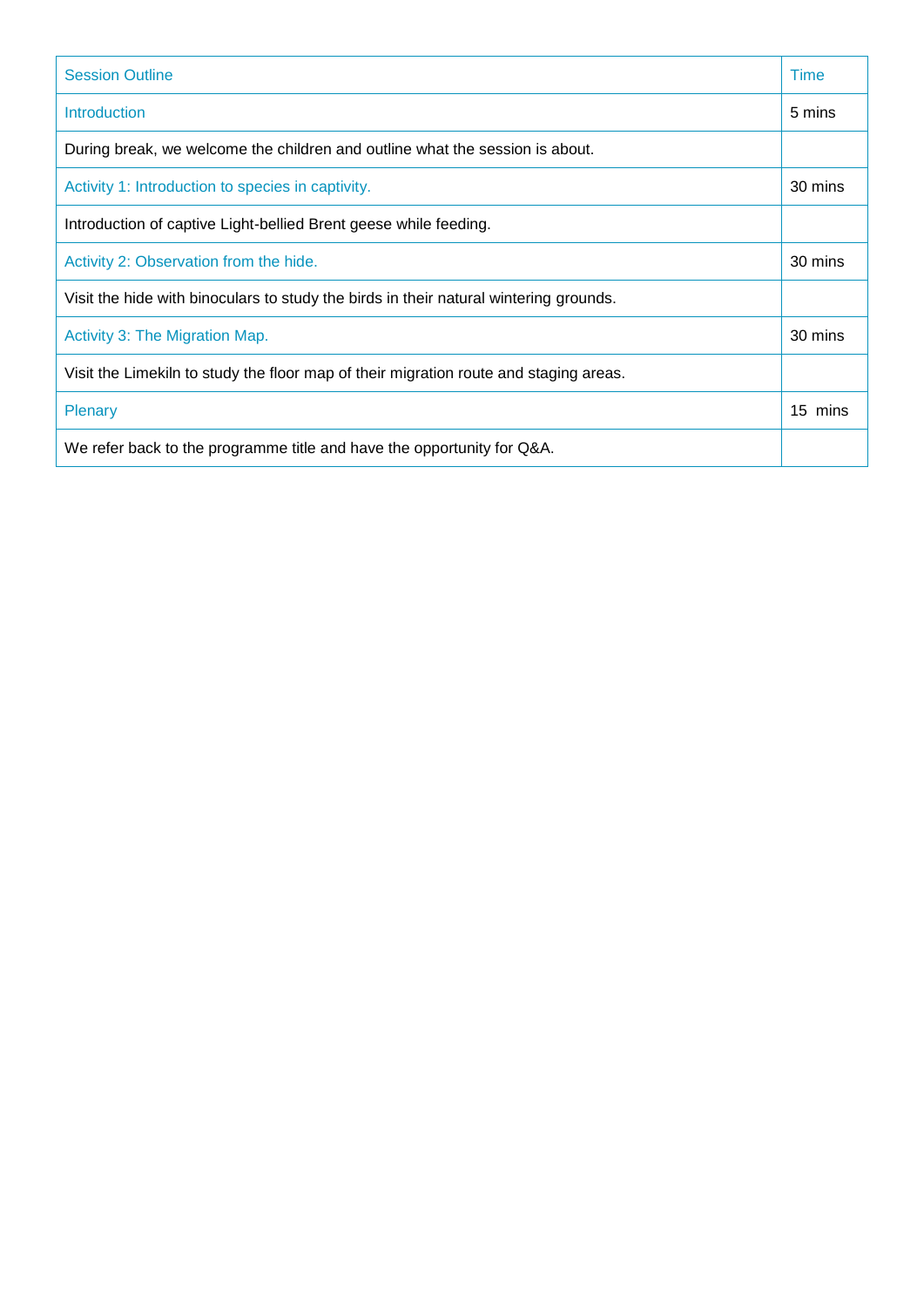| Session Outline | Time |
|---|---|
| Introduction | 5 mins |
| During break, we welcome the children and outline what the session is about. | |
| Activity 1: Introduction to species in captivity. | 30 mins |
| Introduction of captive Light-bellied Brent geese while feeding. | |
| Activity 2: Observation from the hide. | 30 mins |
| Visit the hide with binoculars to study the birds in their natural wintering grounds. | |
| Activity 3: The Migration Map. | 30 mins |
| Visit the Limekiln to study the floor map of their migration route and staging areas. | |
| Plenary | 15 mins |
| We refer back to the programme title and have the opportunity for Q&A. | |